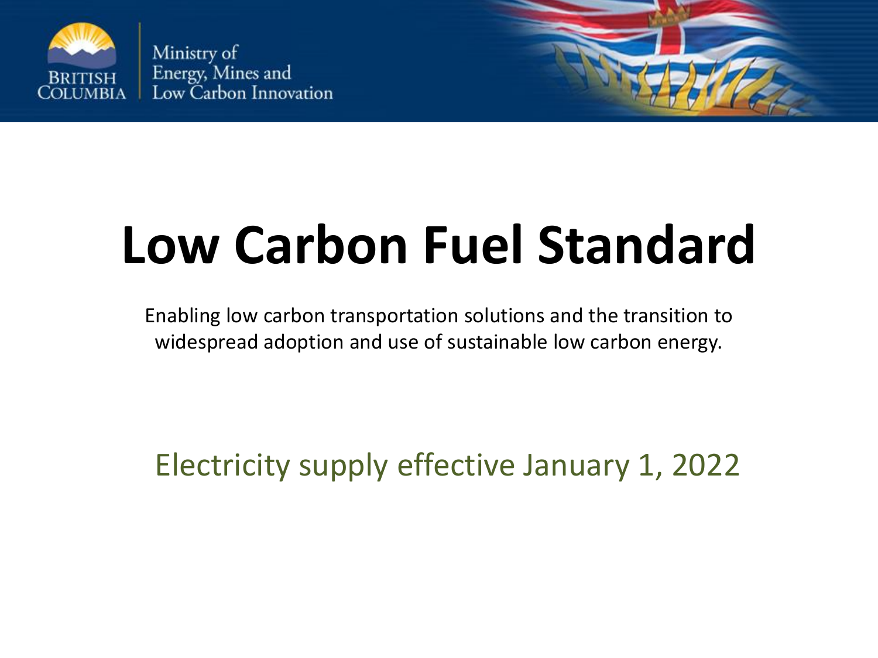Ministry of Energy, Mines and Low Carbon Innovation

# Low Carbon Fuel Standard

Enabling low carbon transportation solutions and the transition to widespread adoption and use of sustainable low carbon energy.

## Electricity supply effective January 1, 2022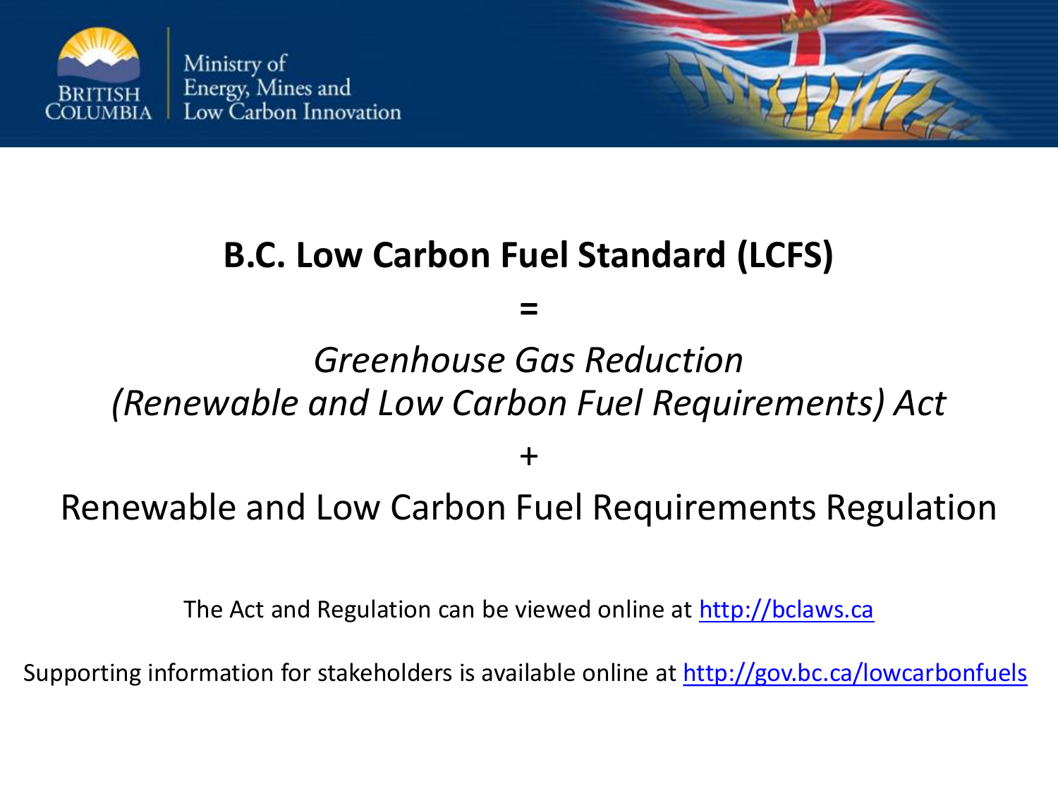# B.C. Low Carbon Fuel Standard (LCFS)

=

*Greenhouse Gas Reduction (Renewable and Low Carbon Fuel Requirements) Act*

+

Renewable and Low Carbon Fuel Requirements Regulation

The Act and Regulation can be viewed online at http://bclaws.ca

Supporting information for stakeholders is available online at http://gov.bc.ca/lowcarbonfuels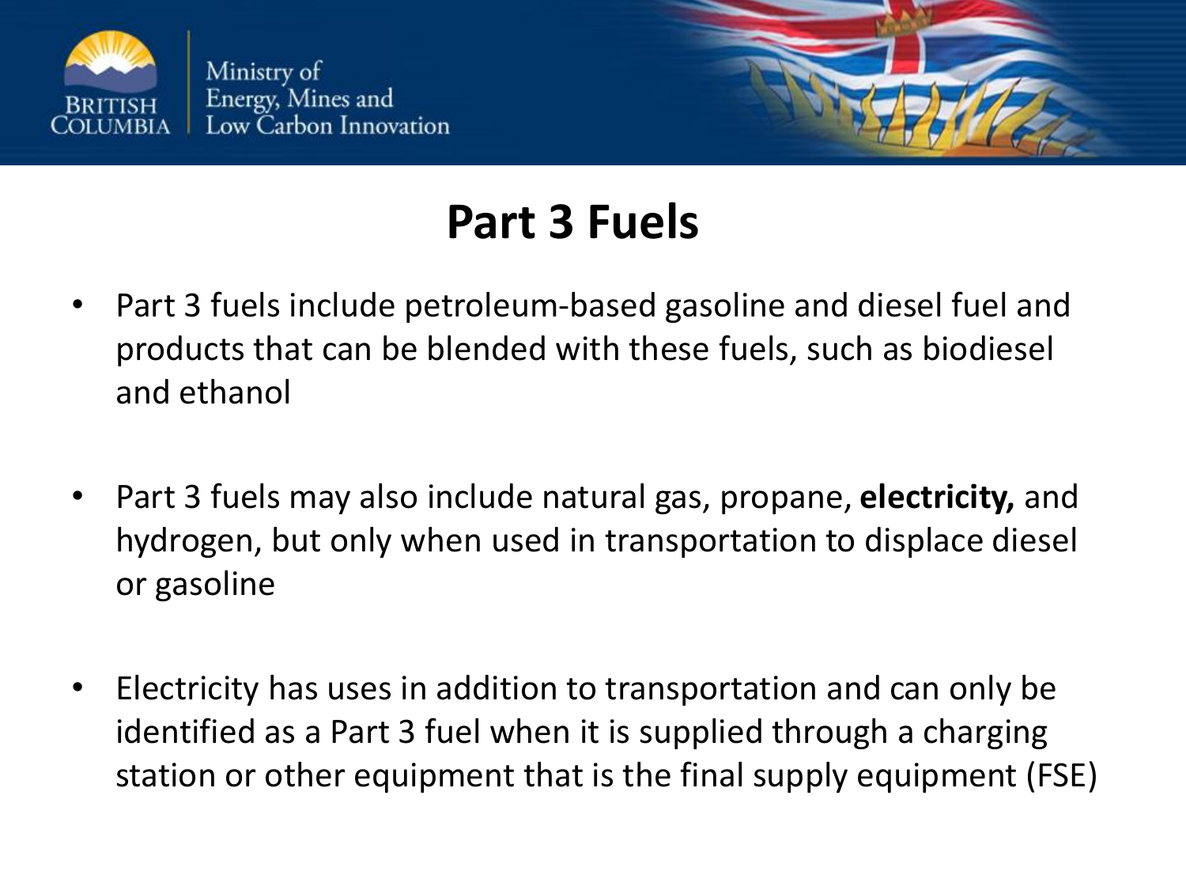# Part 3 Fuels

- Part 3 fuels include petroleum-based gasoline and diesel fuel and products that can be blended with these fuels, such as biodiesel and ethanol

- Part 3 fuels may also include natural gas, propane, **electricity,** and hydrogen, but only when used in transportation to displace diesel or gasoline

- Electricity has uses in addition to transportation and can only be identified as a Part 3 fuel when it is supplied through a charging station or other equipment that is the final supply equipment (FSE)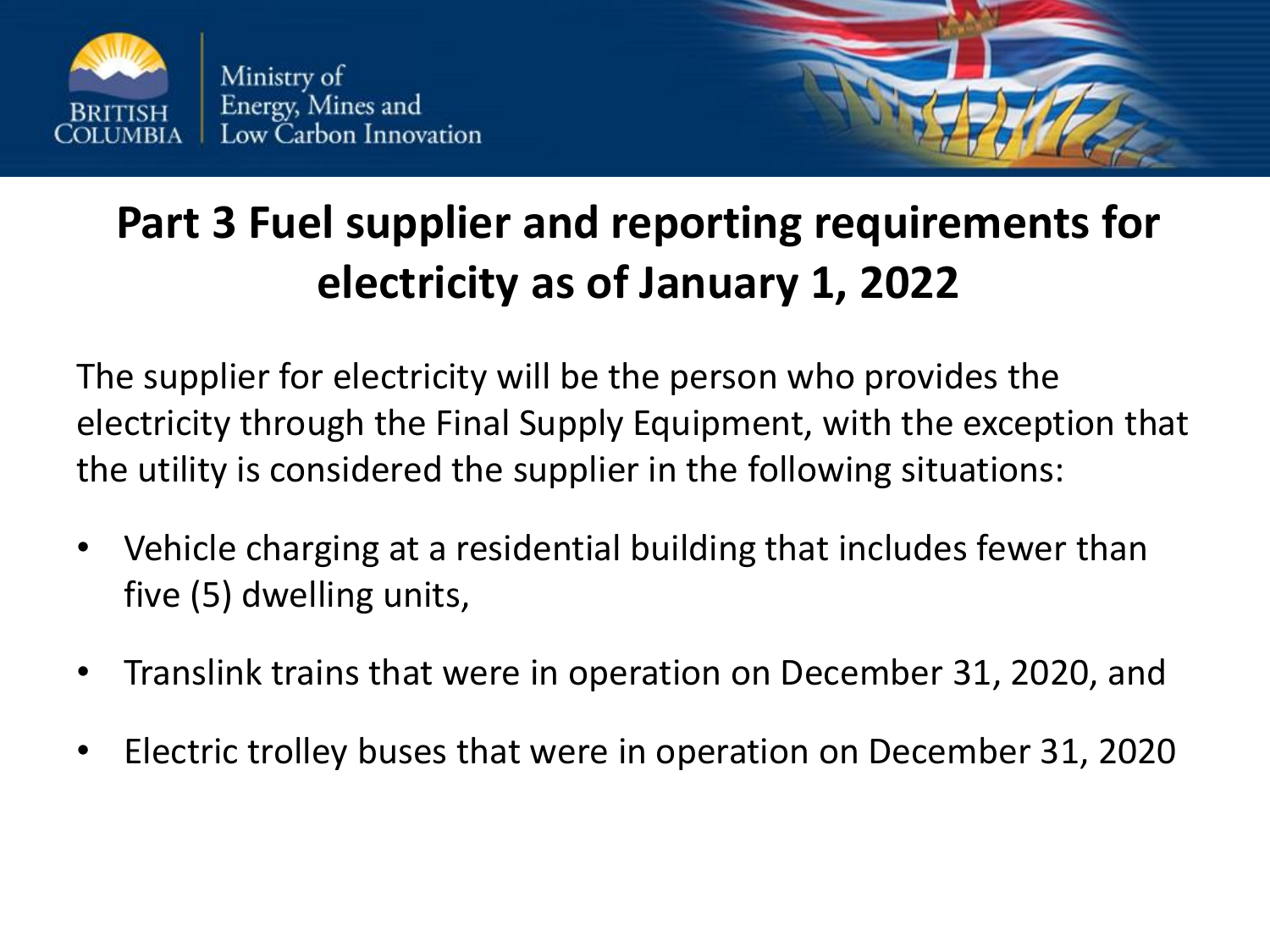# Part 3 Fuel supplier and reporting requirements for electricity as of January 1, 2022

The supplier for electricity will be the person who provides the electricity through the Final Supply Equipment, with the exception that the utility is considered the supplier in the following situations:

- Vehicle charging at a residential building that includes fewer than five (5) dwelling units,
- Translink trains that were in operation on December 31, 2020, and
- Electric trolley buses that were in operation on December 31, 2020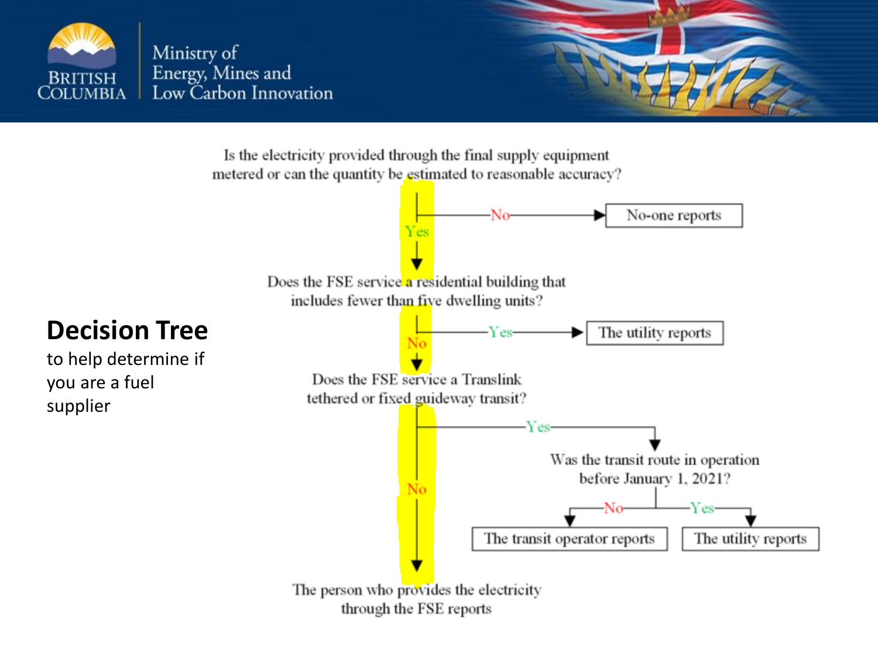## Decision Tree

to help determine if you are a fuel supplier

Is the electricity provided through the final supply equipment metered or can the quantity be estimated to reasonable accuracy?

- **No** → No-one reports
- **Yes** ↓

Does the FSE service a residential building that includes fewer than five dwelling units?

- **Yes** → The utility reports
- **No** ↓

Does the FSE service a Translink tethered or fixed guideway transit?

- **Yes** → Was the transit route in operation before January 1, 2021?
  - **No** → The transit operator reports
  - **Yes** → The utility reports
- **No** ↓

The person who provides the electricity through the FSE reports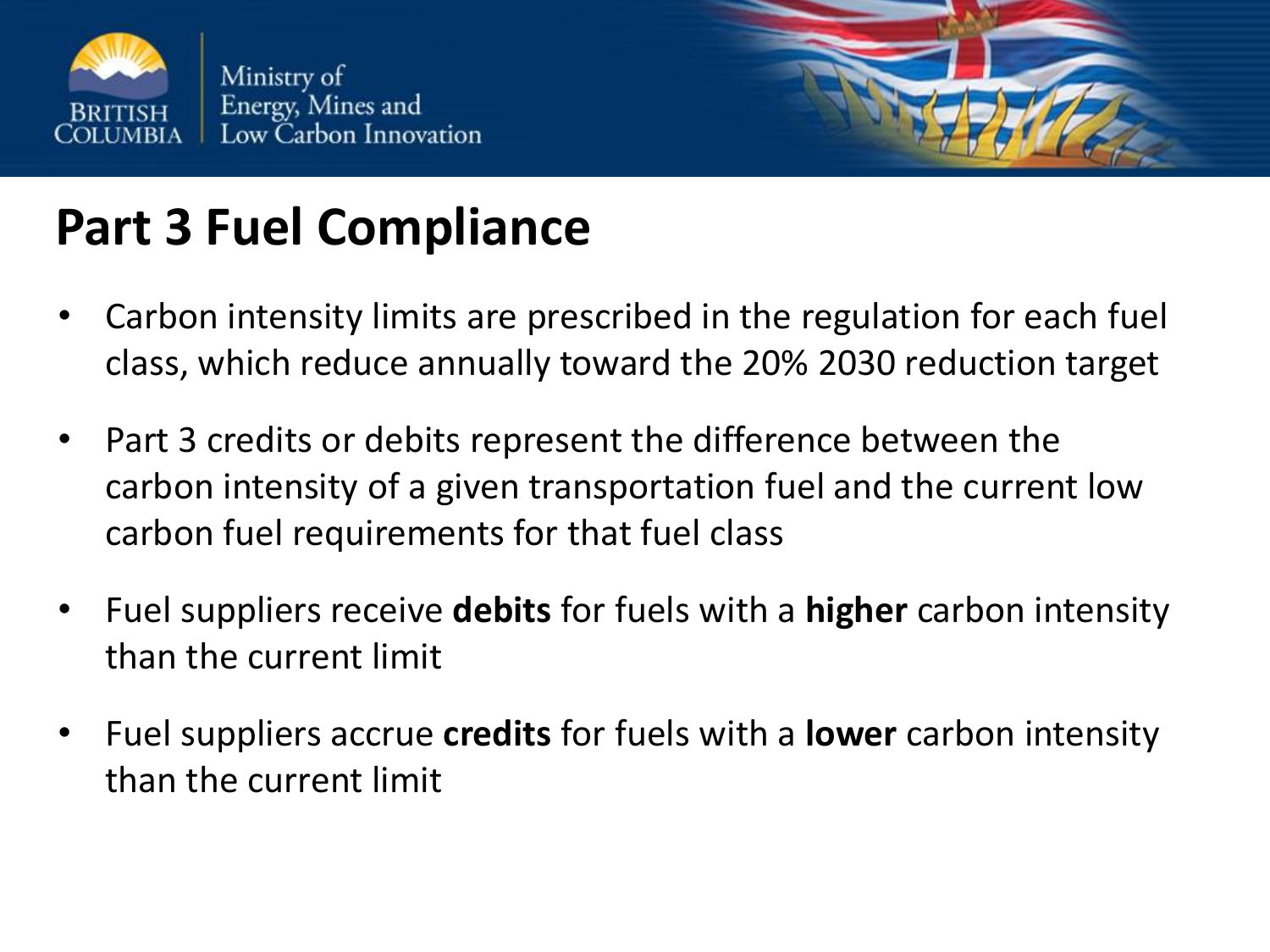# Part 3 Fuel Compliance

- Carbon intensity limits are prescribed in the regulation for each fuel class, which reduce annually toward the 20% 2030 reduction target
- Part 3 credits or debits represent the difference between the carbon intensity of a given transportation fuel and the current low carbon fuel requirements for that fuel class
- Fuel suppliers receive **debits** for fuels with a **higher** carbon intensity than the current limit
- Fuel suppliers accrue **credits** for fuels with a **lower** carbon intensity than the current limit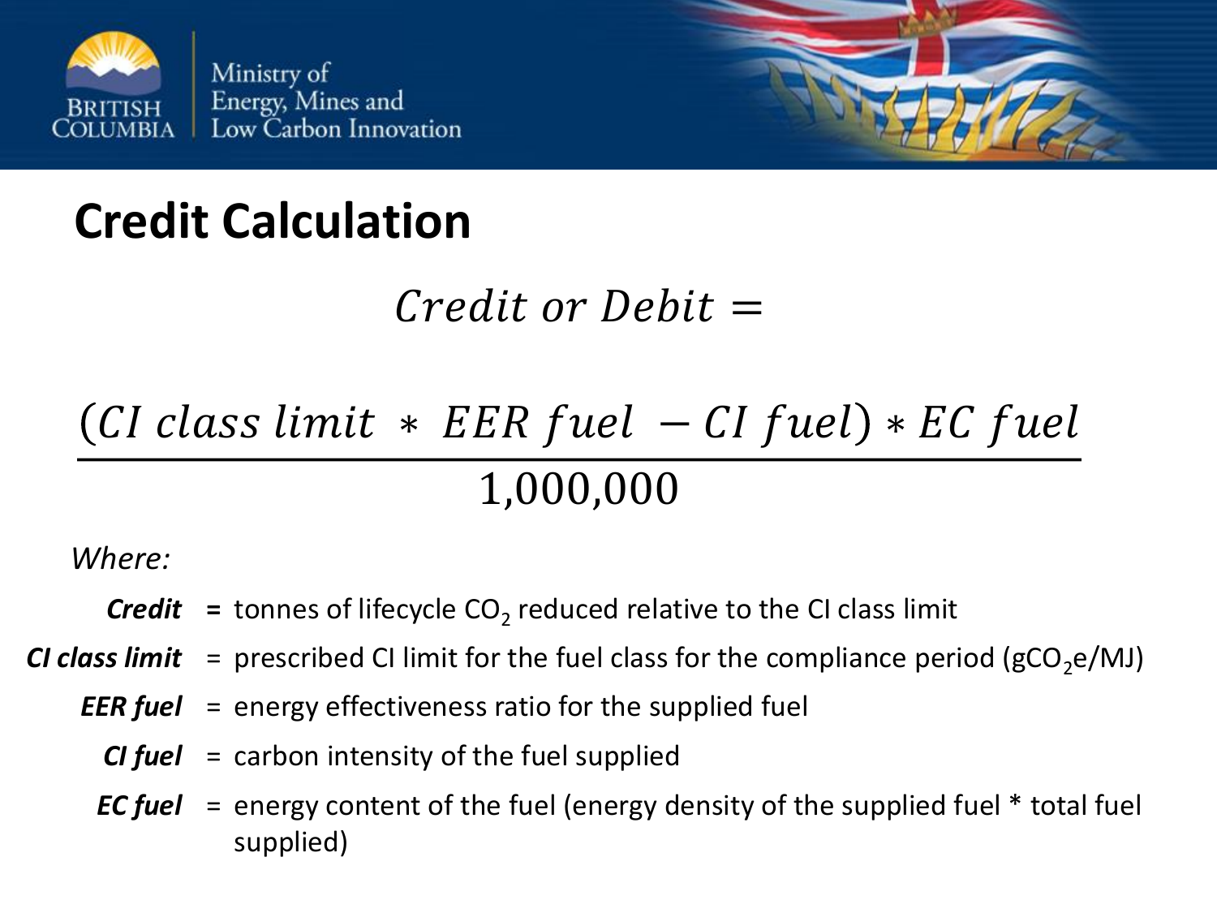## Credit Calculation

$$Credit\ or\ Debit = \frac{(CI\ class\ limit\ *\ EER\ fuel\ - CI\ fuel) * EC\ fuel}{1{,}000{,}000}$$

*Where:*

- ***Credit*** = tonnes of lifecycle $CO_2$ reduced relative to the CI class limit
- ***CI class limit*** = prescribed CI limit for the fuel class for the compliance period ($gCO_2e/MJ$)
- ***EER fuel*** = energy effectiveness ratio for the supplied fuel
- ***CI fuel*** = carbon intensity of the fuel supplied
- ***EC fuel*** = energy content of the fuel (energy density of the supplied fuel * total fuel supplied)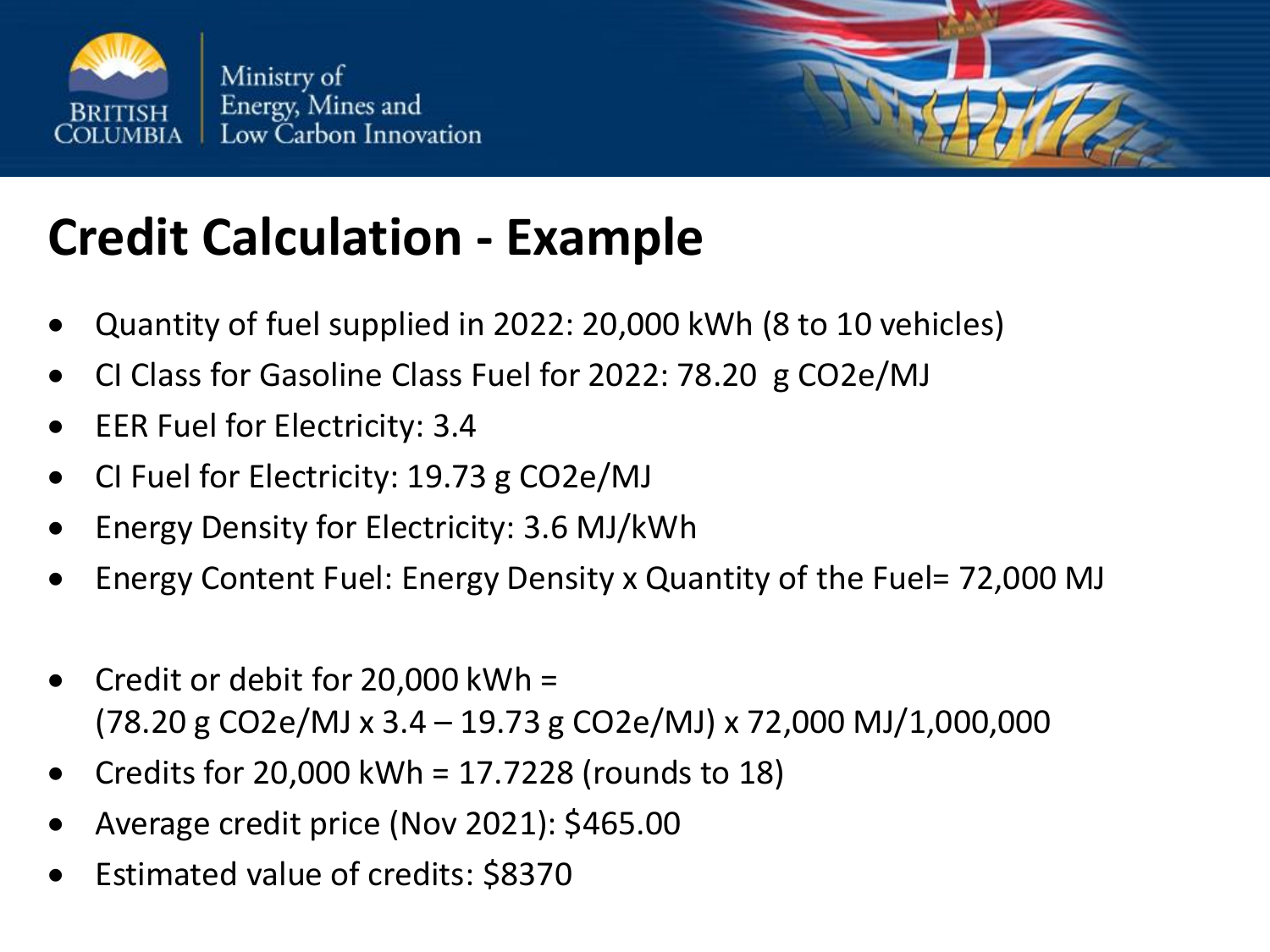# Credit Calculation - Example

- Quantity of fuel supplied in 2022: 20,000 kWh (8 to 10 vehicles)
- CI Class for Gasoline Class Fuel for 2022: 78.20 g $CO_2e$/MJ
- EER Fuel for Electricity: 3.4
- CI Fuel for Electricity: 19.73 g $CO_2e$/MJ
- Energy Density for Electricity: 3.6 MJ/kWh
- Energy Content Fuel: Energy Density x Quantity of the Fuel= 72,000 MJ

- Credit or debit for 20,000 kWh =
  (78.20 g $CO_2e$/MJ x 3.4 – 19.73 g $CO_2e$/MJ) x 72,000 MJ/1,000,000
- Credits for 20,000 kWh = 17.7228 (rounds to 18)
- Average credit price (Nov 2021): $465.00
- Estimated value of credits: $8370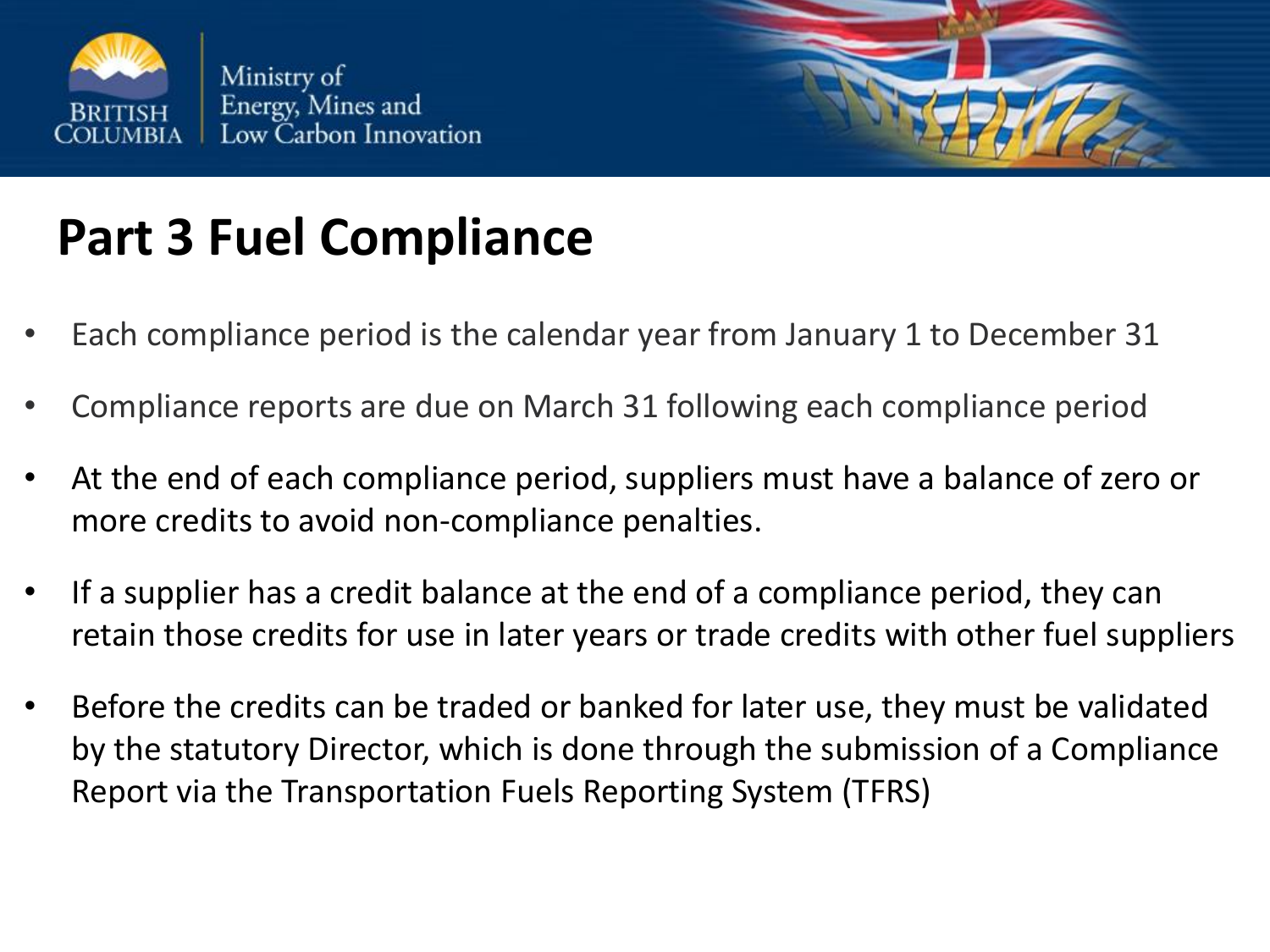# Part 3 Fuel Compliance

- Each compliance period is the calendar year from January 1 to December 31
- Compliance reports are due on March 31 following each compliance period
- At the end of each compliance period, suppliers must have a balance of zero or more credits to avoid non-compliance penalties.
- If a supplier has a credit balance at the end of a compliance period, they can retain those credits for use in later years or trade credits with other fuel suppliers
- Before the credits can be traded or banked for later use, they must be validated by the statutory Director, which is done through the submission of a Compliance Report via the Transportation Fuels Reporting System (TFRS)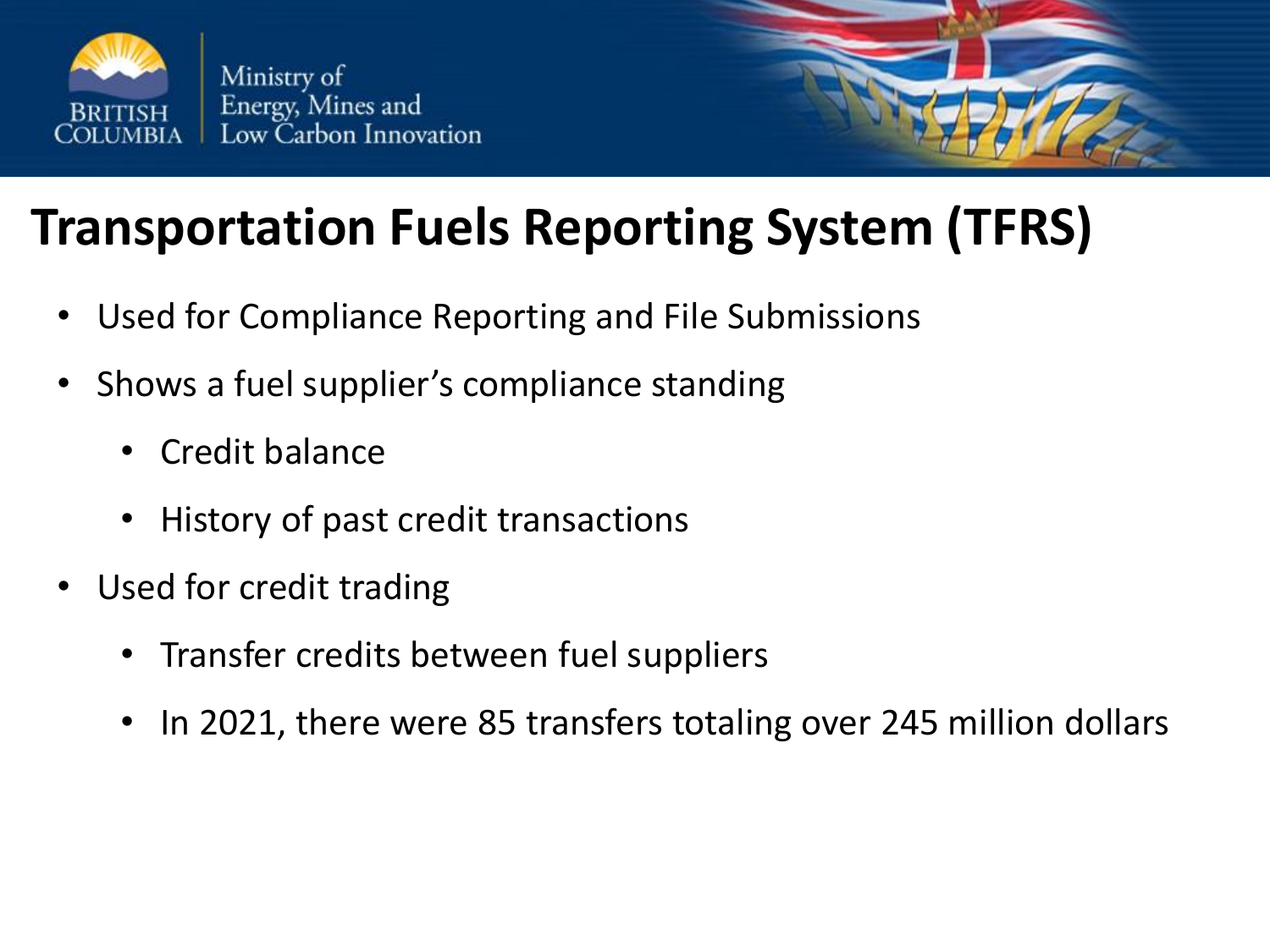# Transportation Fuels Reporting System (TFRS)

- Used for Compliance Reporting and File Submissions
- Shows a fuel supplier's compliance standing
  - Credit balance
  - History of past credit transactions
- Used for credit trading
  - Transfer credits between fuel suppliers
  - In 2021, there were 85 transfers totaling over 245 million dollars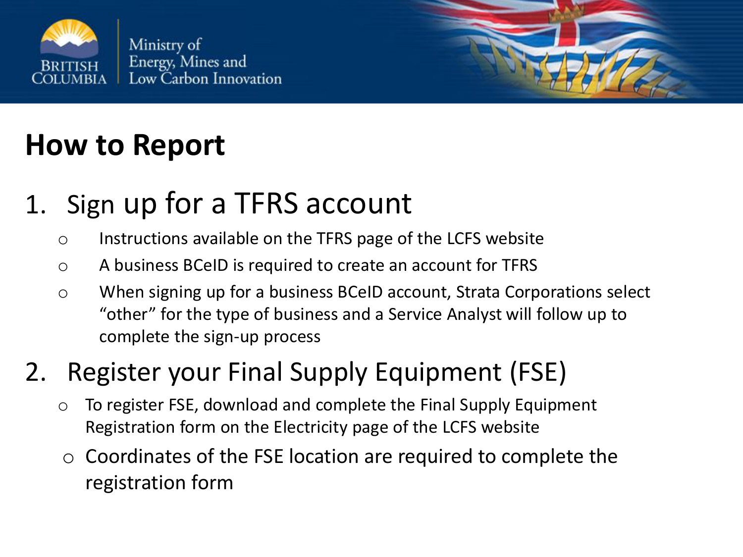# How to Report

1. Sign up for a TFRS account
   - Instructions available on the TFRS page of the LCFS website
   - A business BCeID is required to create an account for TFRS
   - When signing up for a business BCeID account, Strata Corporations select "other" for the type of business and a Service Analyst will follow up to complete the sign-up process

2. Register your Final Supply Equipment (FSE)
   - To register FSE, download and complete the Final Supply Equipment Registration form on the Electricity page of the LCFS website
   - Coordinates of the FSE location are required to complete the registration form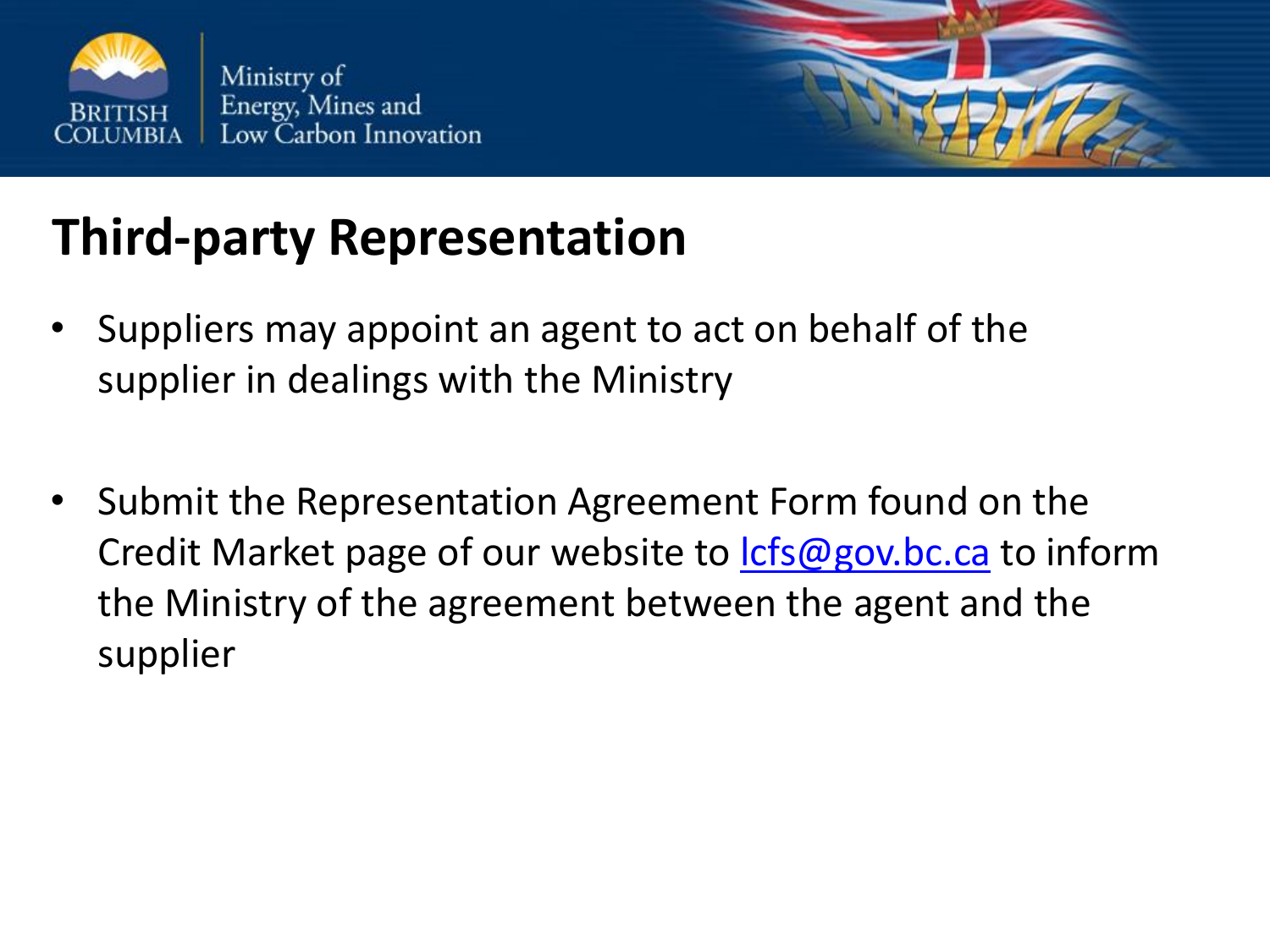# Third-party Representation

- Suppliers may appoint an agent to act on behalf of the supplier in dealings with the Ministry

- Submit the Representation Agreement Form found on the Credit Market page of our website to lcfs@gov.bc.ca to inform the Ministry of the agreement between the agent and the supplier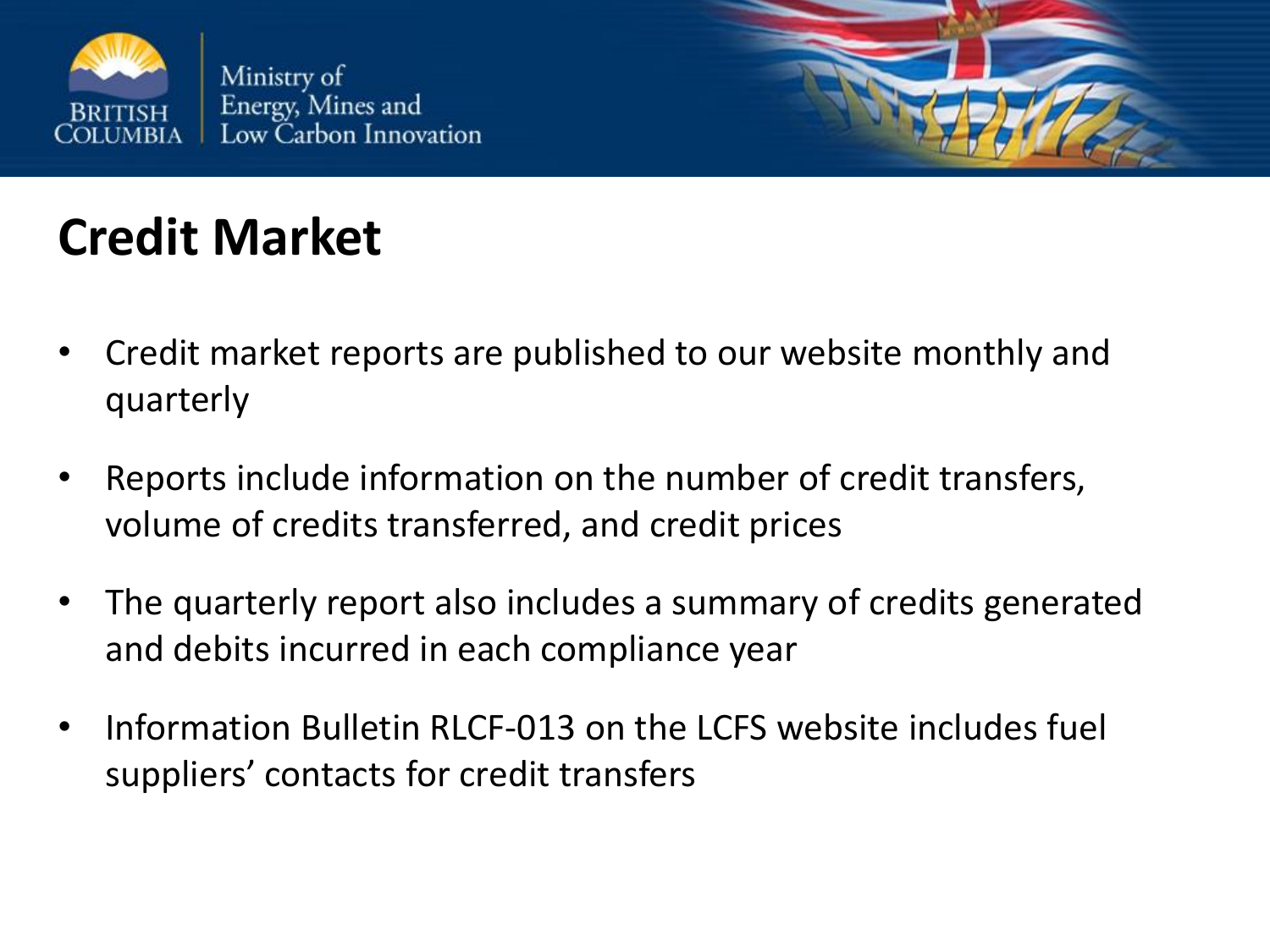# Credit Market

- Credit market reports are published to our website monthly and quarterly
- Reports include information on the number of credit transfers, volume of credits transferred, and credit prices
- The quarterly report also includes a summary of credits generated and debits incurred in each compliance year
- Information Bulletin RLCF-013 on the LCFS website includes fuel suppliers' contacts for credit transfers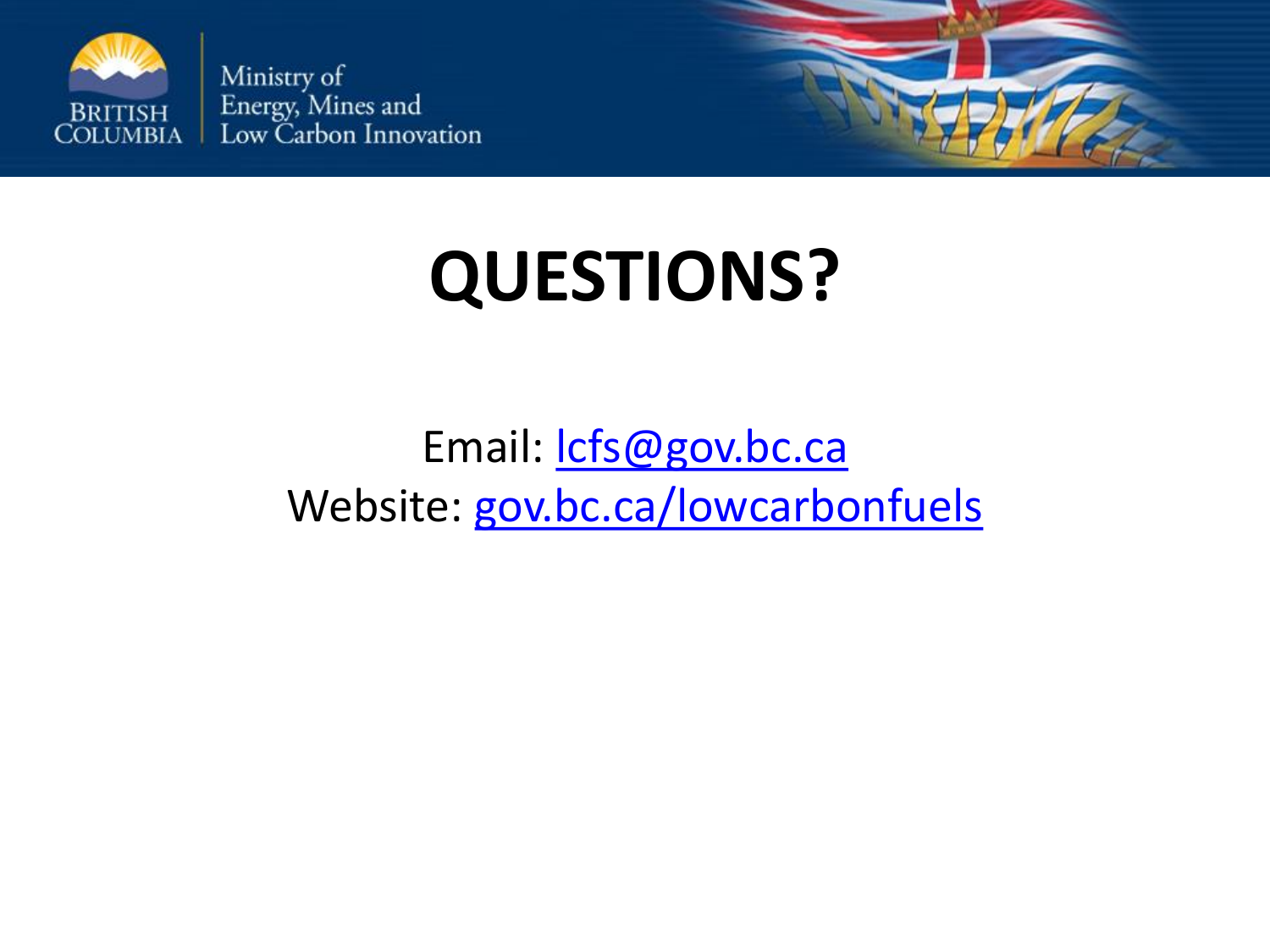# QUESTIONS?

Email: lcfs@gov.bc.ca
Website: gov.bc.ca/lowcarbonfuels